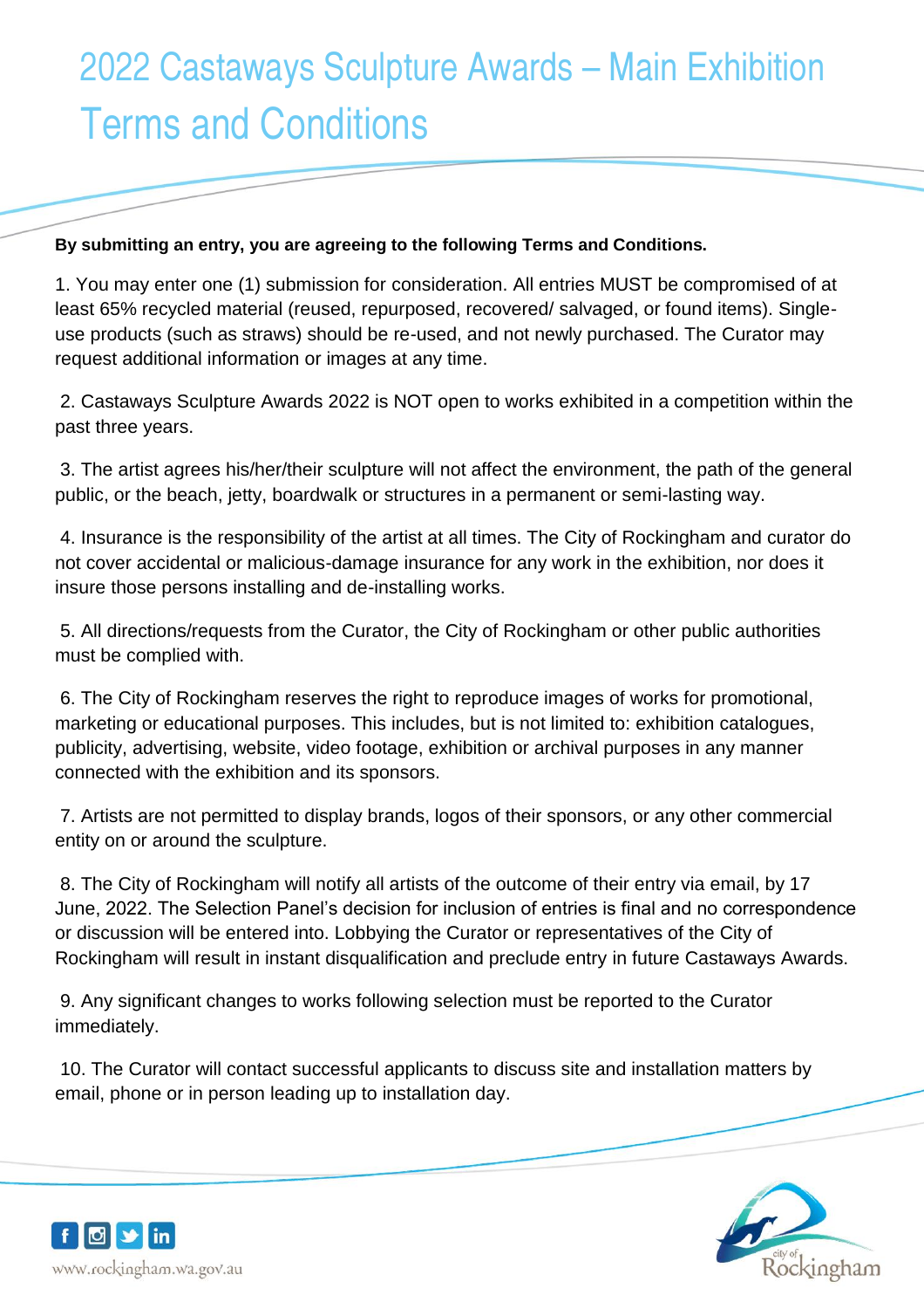# 2022 Castaways Sculpture Awards – Main Exhibition Terms and Conditions

**By submitting an entry, you are agreeing to the following Terms and Conditions.**

1. You may enter one (1) submission for consideration. All entries MUST be compromised of at least 65% recycled material (reused, repurposed, recovered/ salvaged, or found items). Single-use products (such as straws) should be re-used, and not newly purchased. The Curator may request additional information or images at any time.

2. Castaways Sculpture Awards 2022 is NOT open to works exhibited in a competition within the past three years.

3. The artist agrees his/her/their sculpture will not affect the environment, the path of the general public, or the beach, jetty, boardwalk or structures in a permanent or semi-lasting way.

4. Insurance is the responsibility of the artist at all times. The City of Rockingham and curator do not cover accidental or malicious-damage insurance for any work in the exhibition, nor does it insure those persons installing and de-installing works.

5. All directions/requests from the Curator, the City of Rockingham or other public authorities must be complied with.

6. The City of Rockingham reserves the right to reproduce images of works for promotional, marketing or educational purposes. This includes, but is not limited to: exhibition catalogues, publicity, advertising, website, video footage, exhibition or archival purposes in any manner connected with the exhibition and its sponsors.

7. Artists are not permitted to display brands, logos of their sponsors, or any other commercial entity on or around the sculpture.

8. The City of Rockingham will notify all artists of the outcome of their entry via email, by 17 June, 2022. The Selection Panel's decision for inclusion of entries is final and no correspondence or discussion will be entered into. Lobbying the Curator or representatives of the City of Rockingham will result in instant disqualification and preclude entry in future Castaways Awards.

9. Any significant changes to works following selection must be reported to the Curator immediately.

10. The Curator will contact successful applicants to discuss site and installation matters by email, phone or in person leading up to installation day.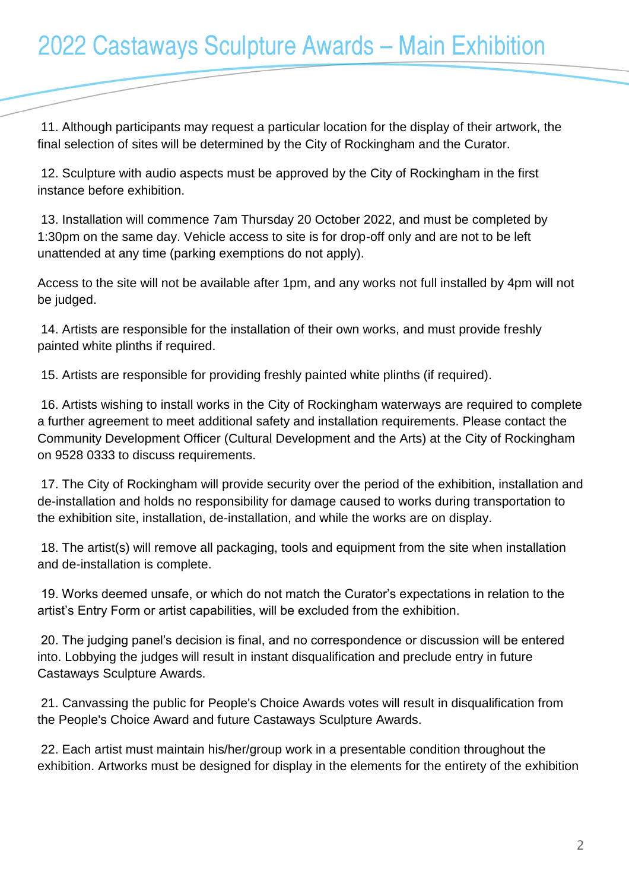# 2022 Castaways Sculpture Awards – Main Exhibition

11. Although participants may request a particular location for the display of their artwork, the final selection of sites will be determined by the City of Rockingham and the Curator.

12. Sculpture with audio aspects must be approved by the City of Rockingham in the first instance before exhibition.

13. Installation will commence 7am Thursday 20 October 2022, and must be completed by 1:30pm on the same day. Vehicle access to site is for drop-off only and are not to be left unattended at any time (parking exemptions do not apply).

Access to the site will not be available after 1pm, and any works not full installed by 4pm will not be judged.

14. Artists are responsible for the installation of their own works, and must provide freshly painted white plinths if required.

15. Artists are responsible for providing freshly painted white plinths (if required).

16. Artists wishing to install works in the City of Rockingham waterways are required to complete a further agreement to meet additional safety and installation requirements. Please contact the Community Development Officer (Cultural Development and the Arts) at the City of Rockingham on 9528 0333 to discuss requirements.

17. The City of Rockingham will provide security over the period of the exhibition, installation and de-installation and holds no responsibility for damage caused to works during transportation to the exhibition site, installation, de-installation, and while the works are on display.

18. The artist(s) will remove all packaging, tools and equipment from the site when installation and de-installation is complete.

19. Works deemed unsafe, or which do not match the Curator's expectations in relation to the artist's Entry Form or artist capabilities, will be excluded from the exhibition.

20. The judging panel's decision is final, and no correspondence or discussion will be entered into. Lobbying the judges will result in instant disqualification and preclude entry in future Castaways Sculpture Awards.

21. Canvassing the public for People's Choice Awards votes will result in disqualification from the People's Choice Award and future Castaways Sculpture Awards.

22. Each artist must maintain his/her/group work in a presentable condition throughout the exhibition. Artworks must be designed for display in the elements for the entirety of the exhibition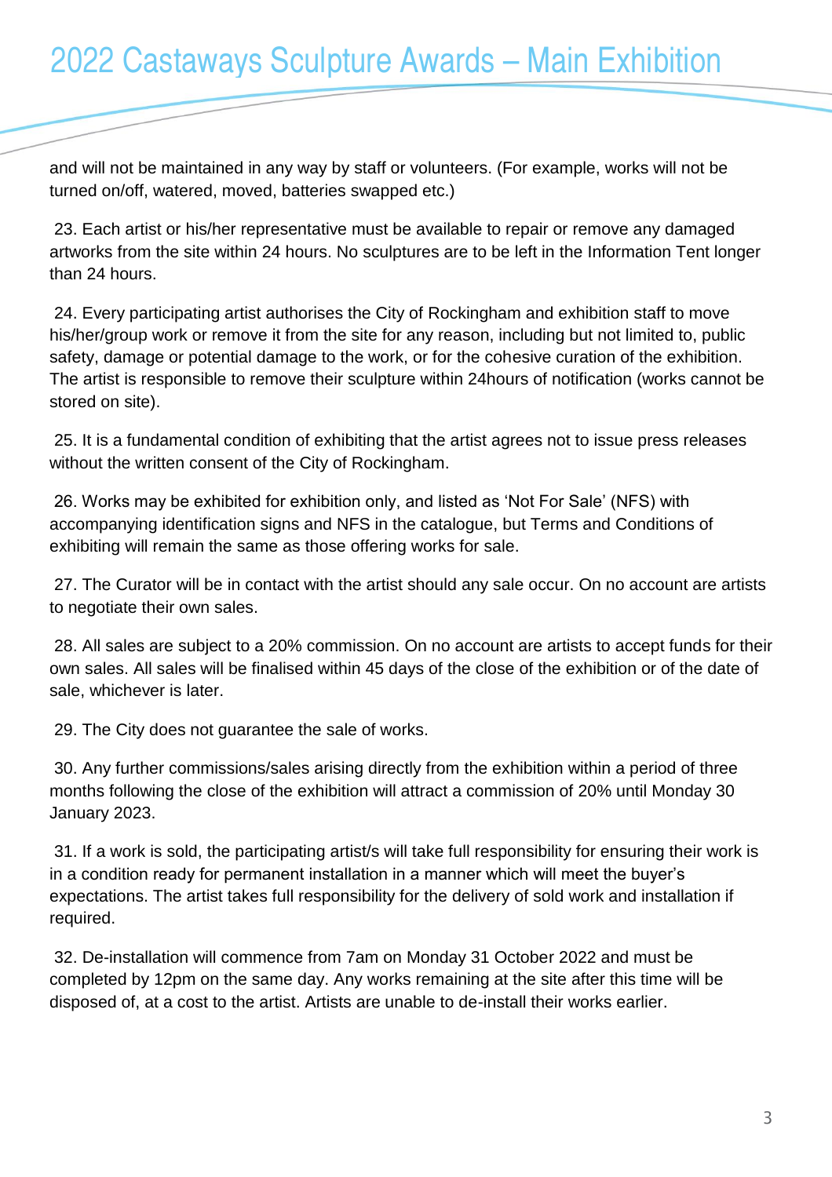and will not be maintained in any way by staff or volunteers. (For example, works will not be turned on/off, watered, moved, batteries swapped etc.)

23. Each artist or his/her representative must be available to repair or remove any damaged artworks from the site within 24 hours. No sculptures are to be left in the Information Tent longer than 24 hours.

24. Every participating artist authorises the City of Rockingham and exhibition staff to move his/her/group work or remove it from the site for any reason, including but not limited to, public safety, damage or potential damage to the work, or for the cohesive curation of the exhibition. The artist is responsible to remove their sculpture within 24hours of notification (works cannot be stored on site).

25. It is a fundamental condition of exhibiting that the artist agrees not to issue press releases without the written consent of the City of Rockingham.

26. Works may be exhibited for exhibition only, and listed as 'Not For Sale' (NFS) with accompanying identification signs and NFS in the catalogue, but Terms and Conditions of exhibiting will remain the same as those offering works for sale.

27. The Curator will be in contact with the artist should any sale occur. On no account are artists to negotiate their own sales.

28. All sales are subject to a 20% commission. On no account are artists to accept funds for their own sales. All sales will be finalised within 45 days of the close of the exhibition or of the date of sale, whichever is later.

29. The City does not guarantee the sale of works.

30. Any further commissions/sales arising directly from the exhibition within a period of three months following the close of the exhibition will attract a commission of 20% until Monday 30 January 2023.

31. If a work is sold, the participating artist/s will take full responsibility for ensuring their work is in a condition ready for permanent installation in a manner which will meet the buyer's expectations. The artist takes full responsibility for the delivery of sold work and installation if required.

32. De-installation will commence from 7am on Monday 31 October 2022 and must be completed by 12pm on the same day. Any works remaining at the site after this time will be disposed of, at a cost to the artist. Artists are unable to de-install their works earlier.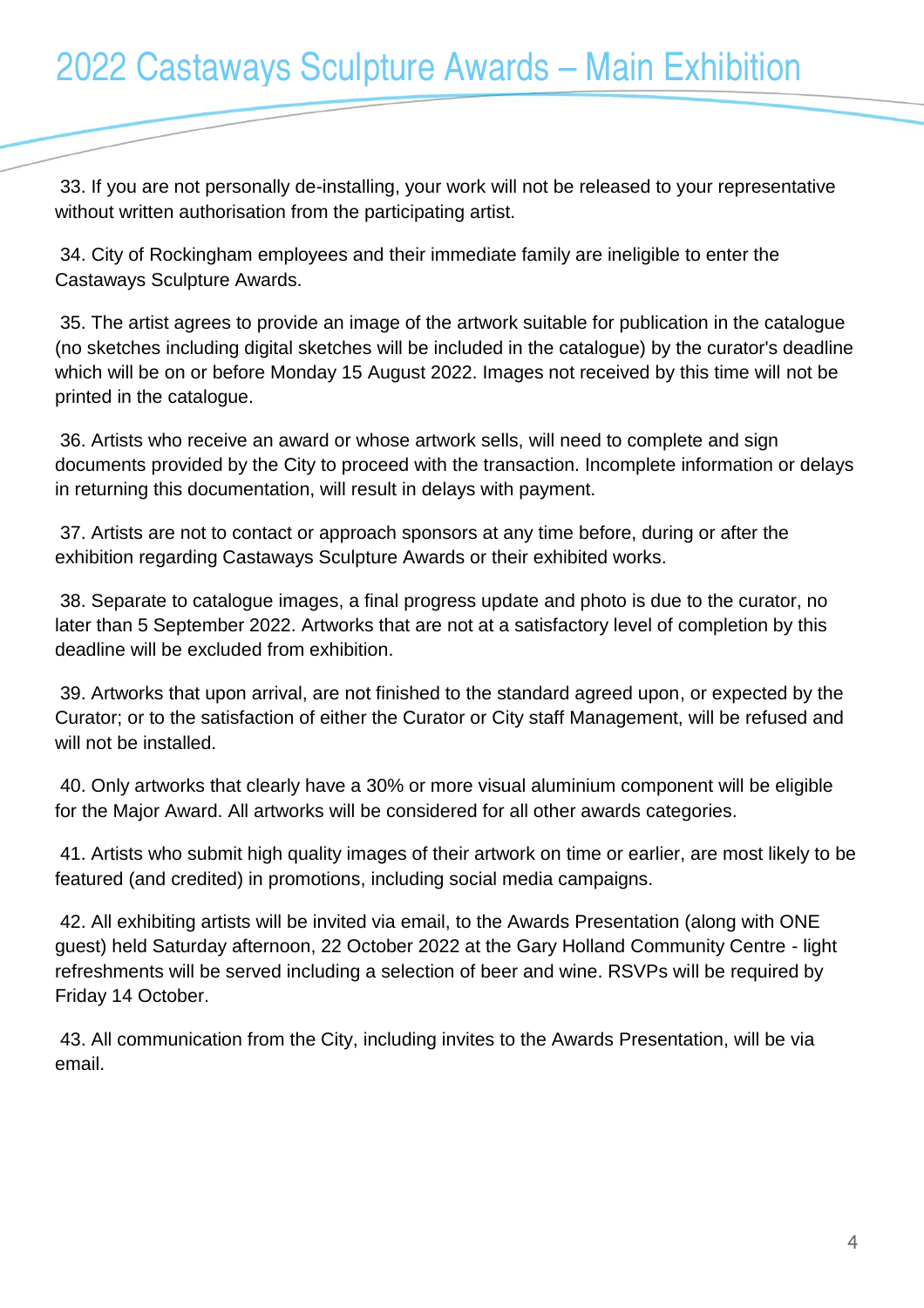33. If you are not personally de-installing, your work will not be released to your representative without written authorisation from the participating artist.

34. City of Rockingham employees and their immediate family are ineligible to enter the Castaways Sculpture Awards.

35. The artist agrees to provide an image of the artwork suitable for publication in the catalogue (no sketches including digital sketches will be included in the catalogue) by the curator's deadline which will be on or before Monday 15 August 2022. Images not received by this time will not be printed in the catalogue.

36. Artists who receive an award or whose artwork sells, will need to complete and sign documents provided by the City to proceed with the transaction. Incomplete information or delays in returning this documentation, will result in delays with payment.

37. Artists are not to contact or approach sponsors at any time before, during or after the exhibition regarding Castaways Sculpture Awards or their exhibited works.

38. Separate to catalogue images, a final progress update and photo is due to the curator, no later than 5 September 2022. Artworks that are not at a satisfactory level of completion by this deadline will be excluded from exhibition.

39. Artworks that upon arrival, are not finished to the standard agreed upon, or expected by the Curator; or to the satisfaction of either the Curator or City staff Management, will be refused and will not be installed.

40. Only artworks that clearly have a 30% or more visual aluminium component will be eligible for the Major Award. All artworks will be considered for all other awards categories.

41. Artists who submit high quality images of their artwork on time or earlier, are most likely to be featured (and credited) in promotions, including social media campaigns.

42. All exhibiting artists will be invited via email, to the Awards Presentation (along with ONE guest) held Saturday afternoon, 22 October 2022 at the Gary Holland Community Centre - light refreshments will be served including a selection of beer and wine. RSVPs will be required by Friday 14 October.

43. All communication from the City, including invites to the Awards Presentation, will be via email.